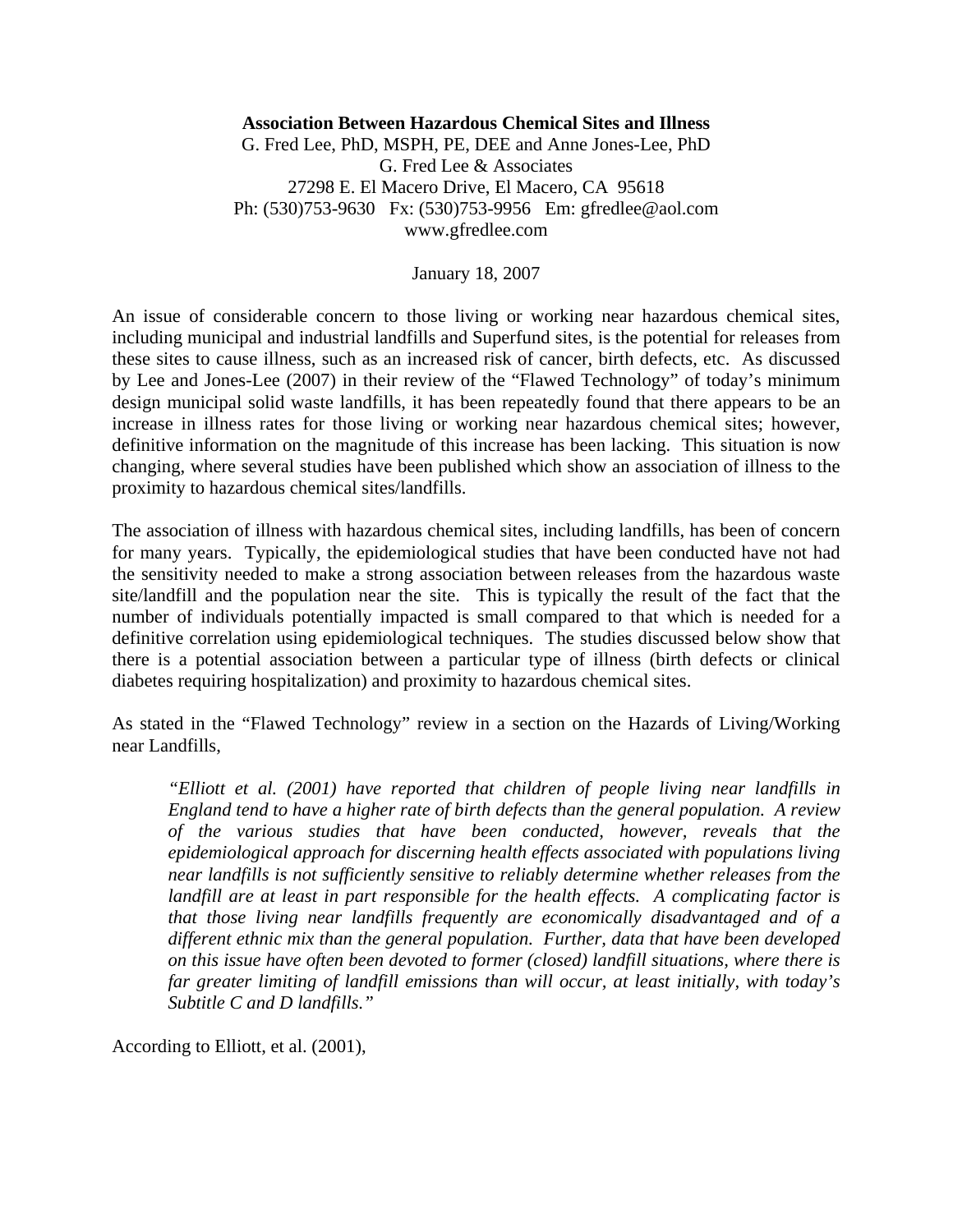**Association Between Hazardous Chemical Sites and Illness**

G. Fred Lee, PhD, MSPH, PE, DEE and Anne Jones-Lee, PhD
G. Fred Lee & Associates
27298 E. El Macero Drive, El Macero, CA 95618
Ph: (530)753-9630 Fx: (530)753-9956 Em: gfredlee@aol.com
www.gfredlee.com

January 18, 2007

An issue of considerable concern to those living or working near hazardous chemical sites, including municipal and industrial landfills and Superfund sites, is the potential for releases from these sites to cause illness, such as an increased risk of cancer, birth defects, etc. As discussed by Lee and Jones-Lee (2007) in their review of the "Flawed Technology" of today's minimum design municipal solid waste landfills, it has been repeatedly found that there appears to be an increase in illness rates for those living or working near hazardous chemical sites; however, definitive information on the magnitude of this increase has been lacking. This situation is now changing, where several studies have been published which show an association of illness to the proximity to hazardous chemical sites/landfills.

The association of illness with hazardous chemical sites, including landfills, has been of concern for many years. Typically, the epidemiological studies that have been conducted have not had the sensitivity needed to make a strong association between releases from the hazardous waste site/landfill and the population near the site. This is typically the result of the fact that the number of individuals potentially impacted is small compared to that which is needed for a definitive correlation using epidemiological techniques. The studies discussed below show that there is a potential association between a particular type of illness (birth defects or clinical diabetes requiring hospitalization) and proximity to hazardous chemical sites.

As stated in the "Flawed Technology" review in a section on the Hazards of Living/Working near Landfills,

> *"Elliott et al. (2001) have reported that children of people living near landfills in England tend to have a higher rate of birth defects than the general population. A review of the various studies that have been conducted, however, reveals that the epidemiological approach for discerning health effects associated with populations living near landfills is not sufficiently sensitive to reliably determine whether releases from the landfill are at least in part responsible for the health effects. A complicating factor is that those living near landfills frequently are economically disadvantaged and of a different ethnic mix than the general population. Further, data that have been developed on this issue have often been devoted to former (closed) landfill situations, where there is far greater limiting of landfill emissions than will occur, at least initially, with today's Subtitle C and D landfills."*

According to Elliott, et al. (2001),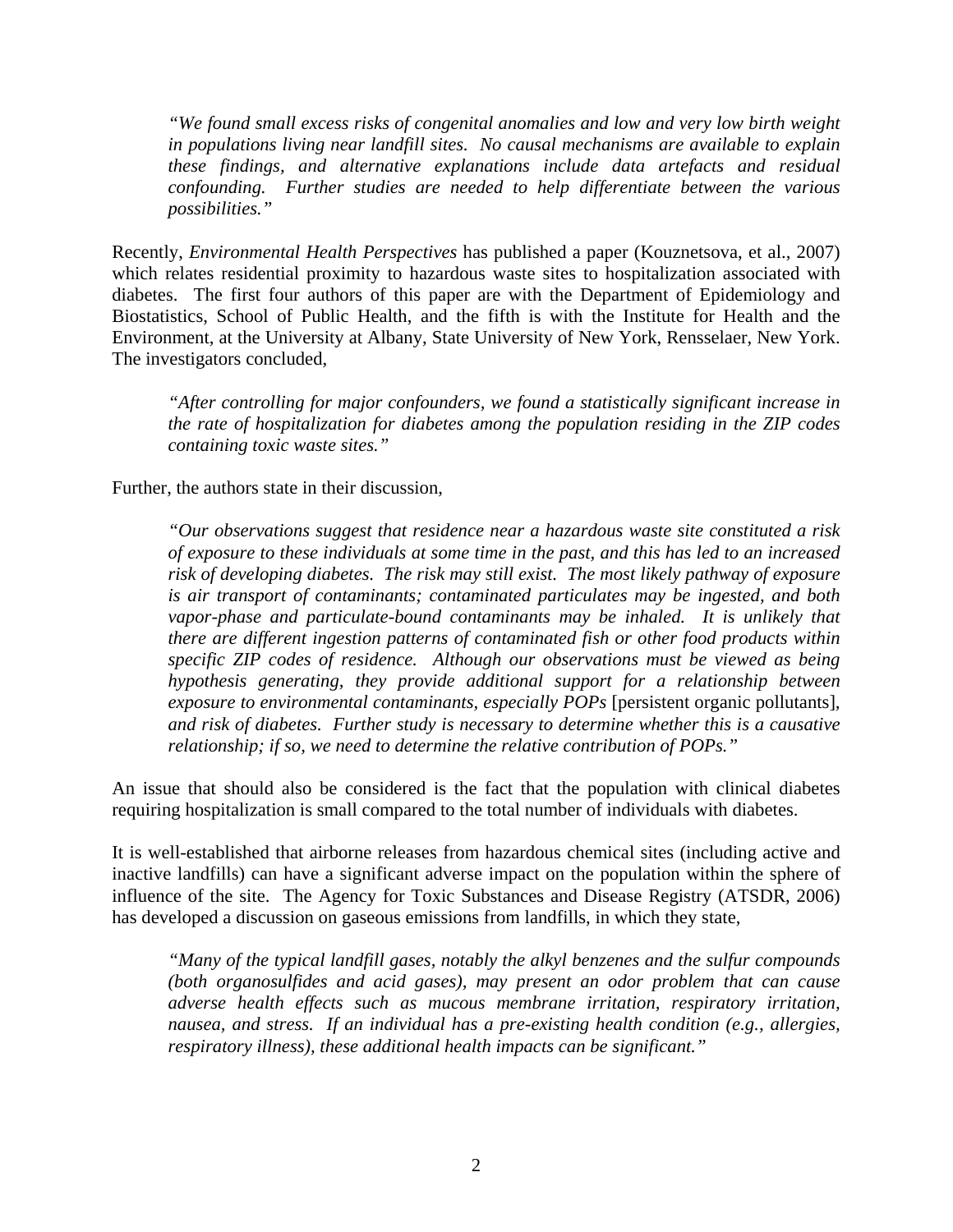> *"We found small excess risks of congenital anomalies and low and very low birth weight in populations living near landfill sites. No causal mechanisms are available to explain these findings, and alternative explanations include data artefacts and residual confounding. Further studies are needed to help differentiate between the various possibilities."*

Recently, *Environmental Health Perspectives* has published a paper (Kouznetsova, et al., 2007) which relates residential proximity to hazardous waste sites to hospitalization associated with diabetes. The first four authors of this paper are with the Department of Epidemiology and Biostatistics, School of Public Health, and the fifth is with the Institute for Health and the Environment, at the University at Albany, State University of New York, Rensselaer, New York. The investigators concluded,

> *"After controlling for major confounders, we found a statistically significant increase in the rate of hospitalization for diabetes among the population residing in the ZIP codes containing toxic waste sites."*

Further, the authors state in their discussion,

> *"Our observations suggest that residence near a hazardous waste site constituted a risk of exposure to these individuals at some time in the past, and this has led to an increased risk of developing diabetes. The risk may still exist. The most likely pathway of exposure is air transport of contaminants; contaminated particulates may be ingested, and both vapor-phase and particulate-bound contaminants may be inhaled. It is unlikely that there are different ingestion patterns of contaminated fish or other food products within specific ZIP codes of residence. Although our observations must be viewed as being hypothesis generating, they provide additional support for a relationship between exposure to environmental contaminants, especially POPs* [persistent organic pollutants], *and risk of diabetes. Further study is necessary to determine whether this is a causative relationship; if so, we need to determine the relative contribution of POPs."*

An issue that should also be considered is the fact that the population with clinical diabetes requiring hospitalization is small compared to the total number of individuals with diabetes.

It is well-established that airborne releases from hazardous chemical sites (including active and inactive landfills) can have a significant adverse impact on the population within the sphere of influence of the site. The Agency for Toxic Substances and Disease Registry (ATSDR, 2006) has developed a discussion on gaseous emissions from landfills, in which they state,

> *"Many of the typical landfill gases, notably the alkyl benzenes and the sulfur compounds (both organosulfides and acid gases), may present an odor problem that can cause adverse health effects such as mucous membrane irritation, respiratory irritation, nausea, and stress. If an individual has a pre-existing health condition (e.g., allergies, respiratory illness), these additional health impacts can be significant."*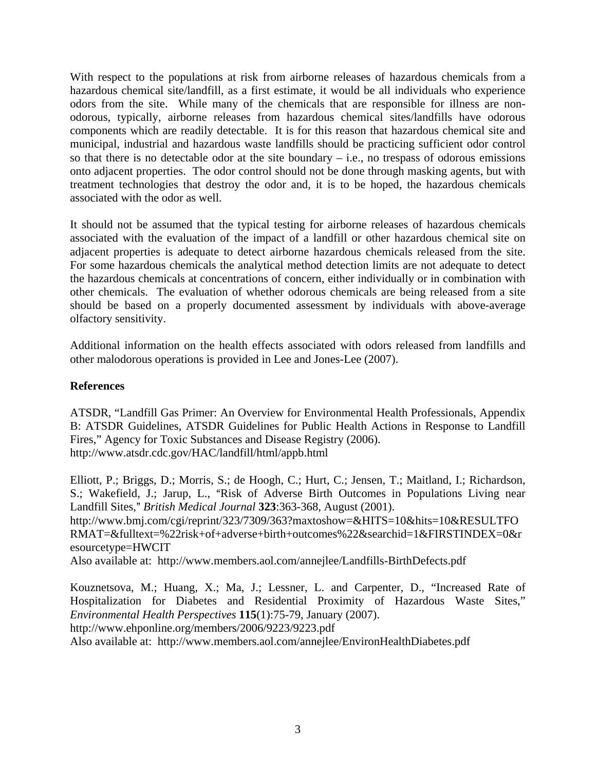With respect to the populations at risk from airborne releases of hazardous chemicals from a hazardous chemical site/landfill, as a first estimate, it would be all individuals who experience odors from the site. While many of the chemicals that are responsible for illness are non-odorous, typically, airborne releases from hazardous chemical sites/landfills have odorous components which are readily detectable. It is for this reason that hazardous chemical site and municipal, industrial and hazardous waste landfills should be practicing sufficient odor control so that there is no detectable odor at the site boundary – i.e., no trespass of odorous emissions onto adjacent properties. The odor control should not be done through masking agents, but with treatment technologies that destroy the odor and, it is to be hoped, the hazardous chemicals associated with the odor as well.

It should not be assumed that the typical testing for airborne releases of hazardous chemicals associated with the evaluation of the impact of a landfill or other hazardous chemical site on adjacent properties is adequate to detect airborne hazardous chemicals released from the site. For some hazardous chemicals the analytical method detection limits are not adequate to detect the hazardous chemicals at concentrations of concern, either individually or in combination with other chemicals. The evaluation of whether odorous chemicals are being released from a site should be based on a properly documented assessment by individuals with above-average olfactory sensitivity.

Additional information on the health effects associated with odors released from landfills and other malodorous operations is provided in Lee and Jones-Lee (2007).

**References**

ATSDR, "Landfill Gas Primer: An Overview for Environmental Health Professionals, Appendix B: ATSDR Guidelines, ATSDR Guidelines for Public Health Actions in Response to Landfill Fires," Agency for Toxic Substances and Disease Registry (2006).
http://www.atsdr.cdc.gov/HAC/landfill/html/appb.html

Elliott, P.; Briggs, D.; Morris, S.; de Hoogh, C.; Hurt, C.; Jensen, T.; Maitland, I.; Richardson, S.; Wakefield, J.; Jarup, L., "Risk of Adverse Birth Outcomes in Populations Living near Landfill Sites," *British Medical Journal* **323**:363-368, August (2001).
http://www.bmj.com/cgi/reprint/323/7309/363?maxtoshow=&HITS=10&hits=10&RESULTFORMAT=&fulltext=%22risk+of+adverse+birth+outcomes%22&searchid=1&FIRSTINDEX=0&resourcetype=HWCIT
Also available at: http://www.members.aol.com/annejlee/Landfills-BirthDefects.pdf

Kouznetsova, M.; Huang, X.; Ma, J.; Lessner, L. and Carpenter, D., "Increased Rate of Hospitalization for Diabetes and Residential Proximity of Hazardous Waste Sites," *Environmental Health Perspectives* **115**(1):75-79, January (2007).
http://www.ehponline.org/members/2006/9223/9223.pdf
Also available at: http://www.members.aol.com/annejlee/EnvironHealthDiabetes.pdf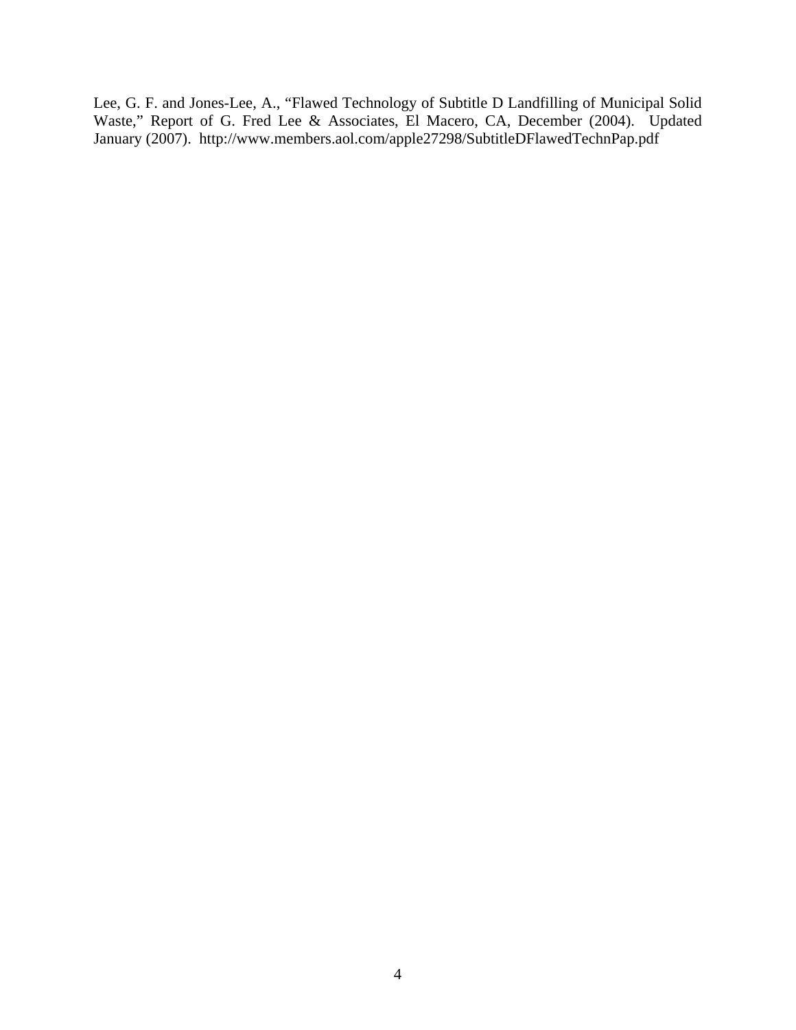Lee, G. F. and Jones-Lee, A., "Flawed Technology of Subtitle D Landfilling of Municipal Solid Waste," Report of G. Fred Lee & Associates, El Macero, CA, December (2004). Updated January (2007). http://www.members.aol.com/apple27298/SubtitleDFlawedTechnPap.pdf